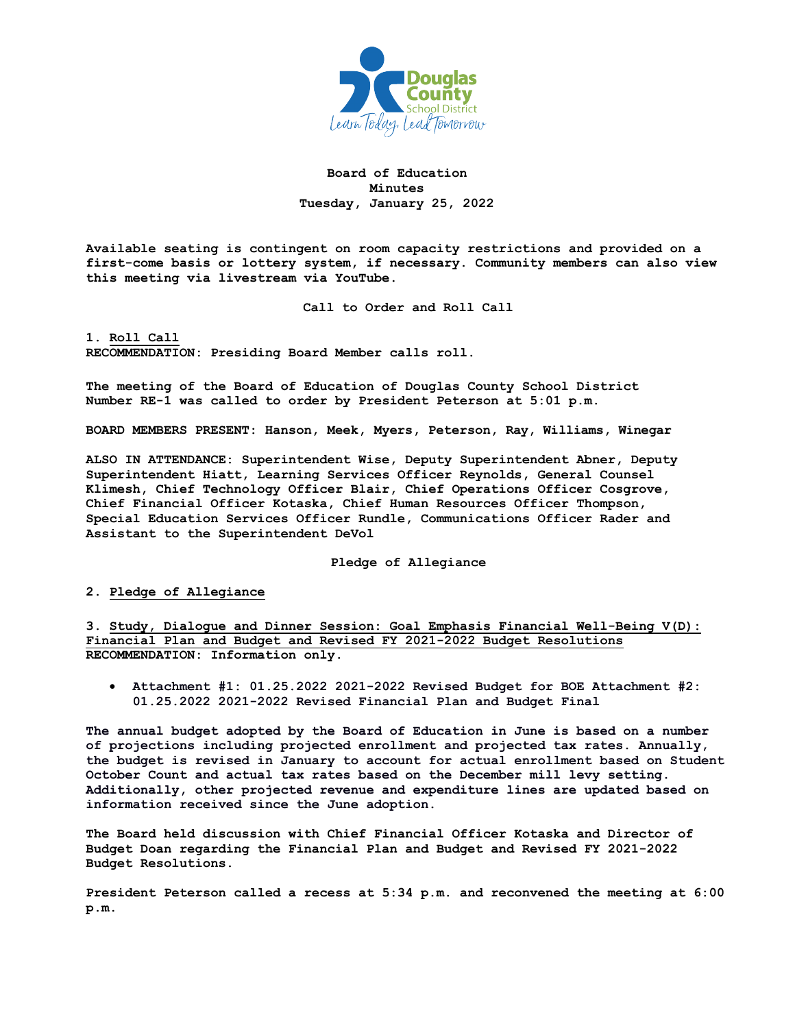# Board of Education
## Minutes
### Tuesday, January 25, 2022

**Available seating is contingent on room capacity restrictions and provided on a first-come basis or lottery system, if necessary. Community members can also view this meeting via livestream via YouTube.**

## Call to Order and Roll Call

**1. Roll Call**
**RECOMMENDATION: Presiding Board Member calls roll.**

The meeting of the Board of Education of Douglas County School District Number RE-1 was called to order by President Peterson at 5:01 p.m.

BOARD MEMBERS PRESENT: Hanson, Meek, Myers, Peterson, Ray, Williams, Winegar

ALSO IN ATTENDANCE: Superintendent Wise, Deputy Superintendent Abner, Deputy Superintendent Hiatt, Learning Services Officer Reynolds, General Counsel Klimesh, Chief Technology Officer Blair, Chief Operations Officer Cosgrove, Chief Financial Officer Kotaska, Chief Human Resources Officer Thompson, Special Education Services Officer Rundle, Communications Officer Rader and Assistant to the Superintendent DeVol

## Pledge of Allegiance

**2. Pledge of Allegiance**

**3. Study, Dialogue and Dinner Session: Goal Emphasis Financial Well-Being V(D): Financial Plan and Budget and Revised FY 2021-2022 Budget Resolutions**
**RECOMMENDATION: Information only.**

- Attachment #1: 01.25.2022 2021-2022 Revised Budget for BOE Attachment #2: 01.25.2022 2021-2022 Revised Financial Plan and Budget Final

The annual budget adopted by the Board of Education in June is based on a number of projections including projected enrollment and projected tax rates. Annually, the budget is revised in January to account for actual enrollment based on Student October Count and actual tax rates based on the December mill levy setting. Additionally, other projected revenue and expenditure lines are updated based on information received since the June adoption.

The Board held discussion with Chief Financial Officer Kotaska and Director of Budget Doan regarding the Financial Plan and Budget and Revised FY 2021-2022 Budget Resolutions.

President Peterson called a recess at 5:34 p.m. and reconvened the meeting at 6:00 p.m.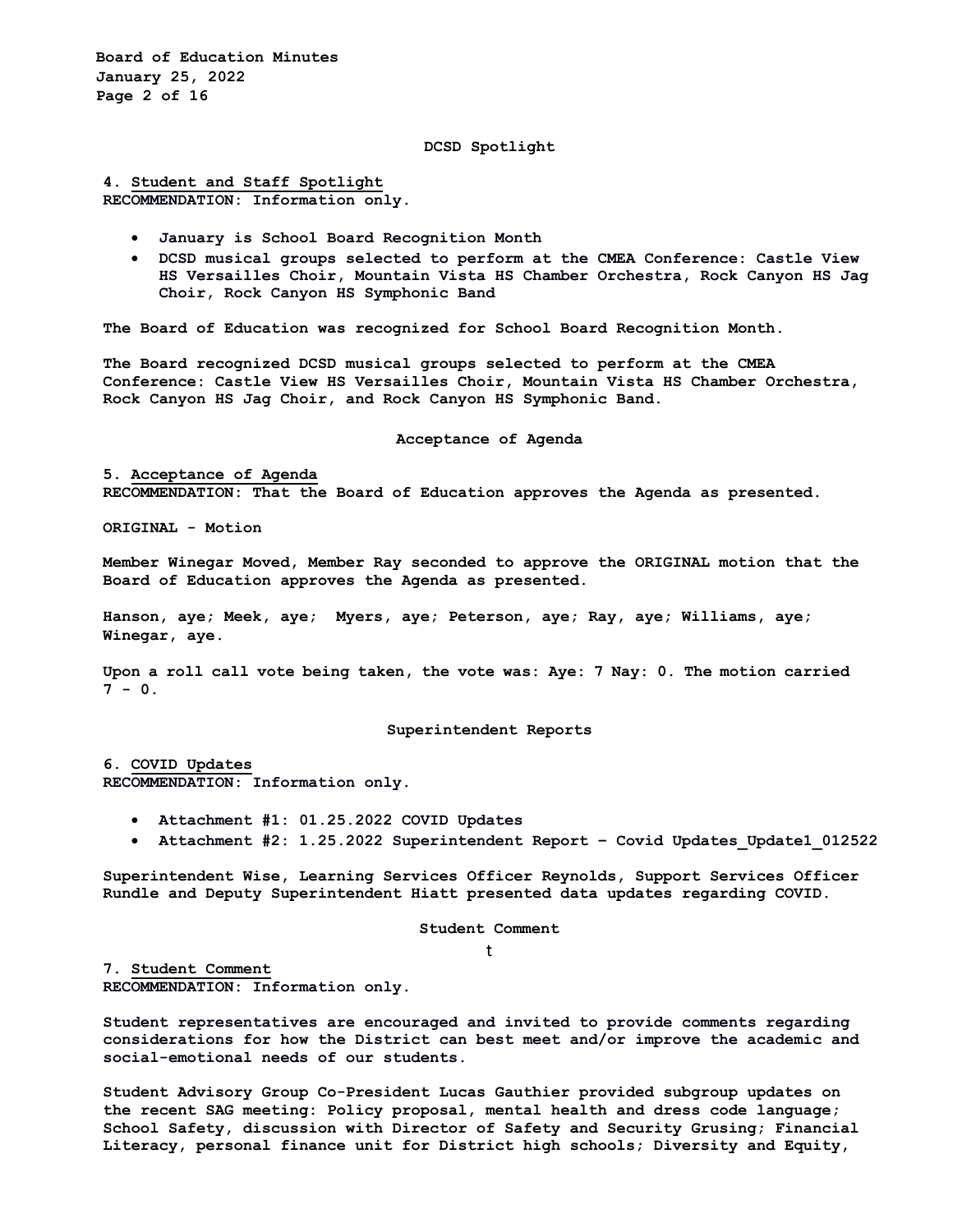## DCSD Spotlight

**4. Student and Staff Spotlight**
**RECOMMENDATION: Information only.**

- **January is School Board Recognition Month**
- **DCSD musical groups selected to perform at the CMEA Conference: Castle View HS Versailles Choir, Mountain Vista HS Chamber Orchestra, Rock Canyon HS Jag Choir, Rock Canyon HS Symphonic Band**

**The Board of Education was recognized for School Board Recognition Month.**

**The Board recognized DCSD musical groups selected to perform at the CMEA Conference: Castle View HS Versailles Choir, Mountain Vista HS Chamber Orchestra, Rock Canyon HS Jag Choir, and Rock Canyon HS Symphonic Band.**

## Acceptance of Agenda

**5. Acceptance of Agenda**
**RECOMMENDATION: That the Board of Education approves the Agenda as presented.**

**ORIGINAL - Motion**

**Member Winegar Moved, Member Ray seconded to approve the ORIGINAL motion that the Board of Education approves the Agenda as presented.**

**Hanson, aye; Meek, aye; Myers, aye; Peterson, aye; Ray, aye; Williams, aye; Winegar, aye.**

**Upon a roll call vote being taken, the vote was: Aye: 7 Nay: 0. The motion carried 7 - 0.**

## Superintendent Reports

**6. COVID Updates**
**RECOMMENDATION: Information only.**

- **Attachment #1: 01.25.2022 COVID Updates**
- **Attachment #2: 1.25.2022 Superintendent Report – Covid Updates_Update1_012522**

**Superintendent Wise, Learning Services Officer Reynolds, Support Services Officer Rundle and Deputy Superintendent Hiatt presented data updates regarding COVID.**

## Student Comment

t

**7. Student Comment**
**RECOMMENDATION: Information only.**

**Student representatives are encouraged and invited to provide comments regarding considerations for how the District can best meet and/or improve the academic and social-emotional needs of our students.**

**Student Advisory Group Co-President Lucas Gauthier provided subgroup updates on the recent SAG meeting: Policy proposal, mental health and dress code language; School Safety, discussion with Director of Safety and Security Grusing; Financial Literacy, personal finance unit for District high schools; Diversity and Equity,**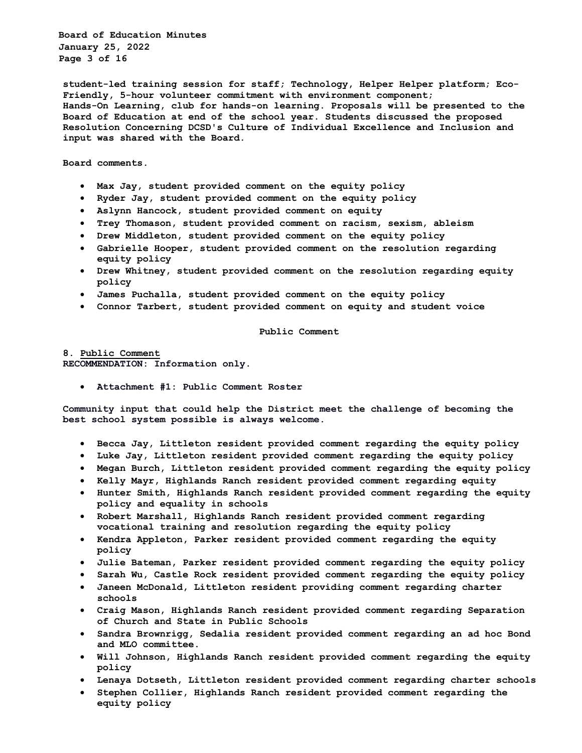student-led training session for staff; Technology, Helper Helper platform; Eco-Friendly, 5-hour volunteer commitment with environment component; Hands-On Learning, club for hands-on learning. Proposals will be presented to the Board of Education at end of the school year. Students discussed the proposed Resolution Concerning DCSD's Culture of Individual Excellence and Inclusion and input was shared with the Board.

Board comments.

- Max Jay, student provided comment on the equity policy
- Ryder Jay, student provided comment on the equity policy
- Aslynn Hancock, student provided comment on equity
- Trey Thomason, student provided comment on racism, sexism, ableism
- Drew Middleton, student provided comment on the equity policy
- Gabrielle Hooper, student provided comment on the resolution regarding equity policy
- Drew Whitney, student provided comment on the resolution regarding equity policy
- James Puchalla, student provided comment on the equity policy
- Connor Tarbert, student provided comment on equity and student voice

## Public Comment

8. <u>Public Comment</u>
RECOMMENDATION: Information only.

- Attachment #1: Public Comment Roster

Community input that could help the District meet the challenge of becoming the best school system possible is always welcome.

- Becca Jay, Littleton resident provided comment regarding the equity policy
- Luke Jay, Littleton resident provided comment regarding the equity policy
- Megan Burch, Littleton resident provided comment regarding the equity policy
- Kelly Mayr, Highlands Ranch resident provided comment regarding equity
- Hunter Smith, Highlands Ranch resident provided comment regarding the equity policy and equality in schools
- Robert Marshall, Highlands Ranch resident provided comment regarding vocational training and resolution regarding the equity policy
- Kendra Appleton, Parker resident provided comment regarding the equity policy
- Julie Bateman, Parker resident provided comment regarding the equity policy
- Sarah Wu, Castle Rock resident provided comment regarding the equity policy
- Janeen McDonald, Littleton resident providing comment regarding charter schools
- Craig Mason, Highlands Ranch resident provided comment regarding Separation of Church and State in Public Schools
- Sandra Brownrigg, Sedalia resident provided comment regarding an ad hoc Bond and MLO committee.
- Will Johnson, Highlands Ranch resident provided comment regarding the equity policy
- Lenaya Dotseth, Littleton resident provided comment regarding charter schools
- Stephen Collier, Highlands Ranch resident provided comment regarding the equity policy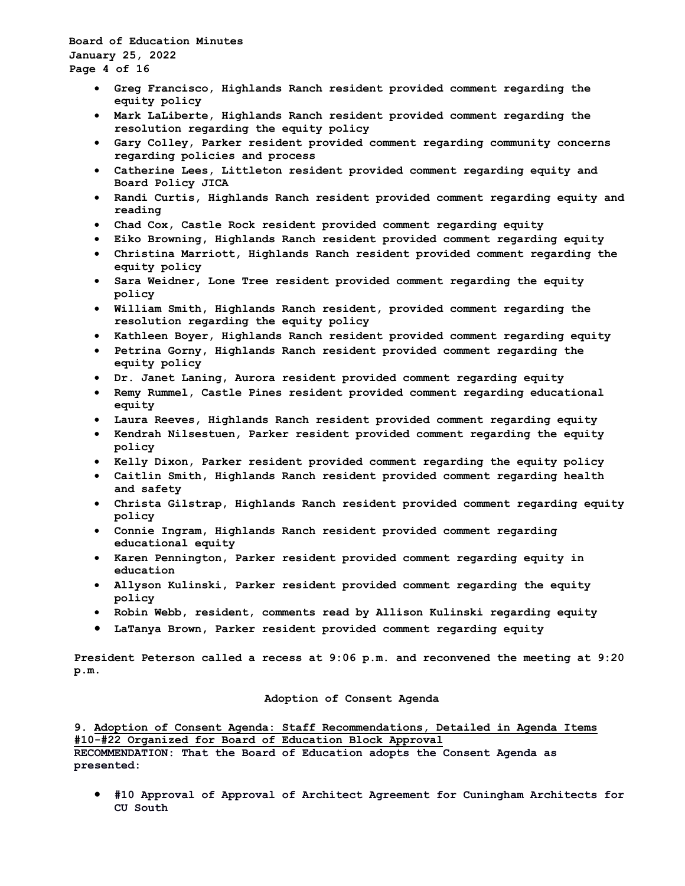- Greg Francisco, Highlands Ranch resident provided comment regarding the equity policy
- Mark LaLiberte, Highlands Ranch resident provided comment regarding the resolution regarding the equity policy
- Gary Colley, Parker resident provided comment regarding community concerns regarding policies and process
- Catherine Lees, Littleton resident provided comment regarding equity and Board Policy JICA
- Randi Curtis, Highlands Ranch resident provided comment regarding equity and reading
- Chad Cox, Castle Rock resident provided comment regarding equity
- Eiko Browning, Highlands Ranch resident provided comment regarding equity
- Christina Marriott, Highlands Ranch resident provided comment regarding the equity policy
- Sara Weidner, Lone Tree resident provided comment regarding the equity policy
- William Smith, Highlands Ranch resident, provided comment regarding the resolution regarding the equity policy
- Kathleen Boyer, Highlands Ranch resident provided comment regarding equity
- Petrina Gorny, Highlands Ranch resident provided comment regarding the equity policy
- Dr. Janet Laning, Aurora resident provided comment regarding equity
- Remy Rummel, Castle Pines resident provided comment regarding educational equity
- Laura Reeves, Highlands Ranch resident provided comment regarding equity
- Kendrah Nilsestuen, Parker resident provided comment regarding the equity policy
- Kelly Dixon, Parker resident provided comment regarding the equity policy
- Caitlin Smith, Highlands Ranch resident provided comment regarding health and safety
- Christa Gilstrap, Highlands Ranch resident provided comment regarding equity policy
- Connie Ingram, Highlands Ranch resident provided comment regarding educational equity
- Karen Pennington, Parker resident provided comment regarding equity in education
- Allyson Kulinski, Parker resident provided comment regarding the equity policy
- Robin Webb, resident, comments read by Allison Kulinski regarding equity
- LaTanya Brown, Parker resident provided comment regarding equity

President Peterson called a recess at 9:06 p.m. and reconvened the meeting at 9:20 p.m.

## Adoption of Consent Agenda

9. Adoption of Consent Agenda: Staff Recommendations, Detailed in Agenda Items #10-#22 Organized for Board of Education Block Approval

**RECOMMENDATION: That the Board of Education adopts the Consent Agenda as presented:**

- #10 Approval of Approval of Architect Agreement for Cuningham Architects for CU South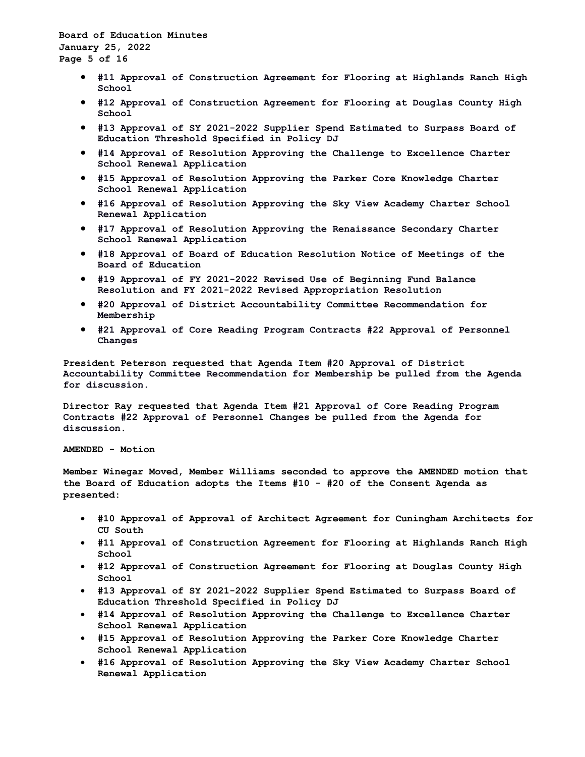- **#11 Approval of Construction Agreement for Flooring at Highlands Ranch High School**
- **#12 Approval of Construction Agreement for Flooring at Douglas County High School**
- **#13 Approval of SY 2021-2022 Supplier Spend Estimated to Surpass Board of Education Threshold Specified in Policy DJ**
- **#14 Approval of Resolution Approving the Challenge to Excellence Charter School Renewal Application**
- **#15 Approval of Resolution Approving the Parker Core Knowledge Charter School Renewal Application**
- **#16 Approval of Resolution Approving the Sky View Academy Charter School Renewal Application**
- **#17 Approval of Resolution Approving the Renaissance Secondary Charter School Renewal Application**
- **#18 Approval of Board of Education Resolution Notice of Meetings of the Board of Education**
- **#19 Approval of FY 2021-2022 Revised Use of Beginning Fund Balance Resolution and FY 2021-2022 Revised Appropriation Resolution**
- **#20 Approval of District Accountability Committee Recommendation for Membership**
- **#21 Approval of Core Reading Program Contracts #22 Approval of Personnel Changes**

**President Peterson requested that Agenda Item #20 Approval of District Accountability Committee Recommendation for Membership be pulled from the Agenda for discussion.**

**Director Ray requested that Agenda Item #21 Approval of Core Reading Program Contracts #22 Approval of Personnel Changes be pulled from the Agenda for discussion.**

**AMENDED - Motion**

**Member Winegar Moved, Member Williams seconded to approve the AMENDED motion that the Board of Education adopts the Items #10 - #20 of the Consent Agenda as presented:**

- **#10 Approval of Approval of Architect Agreement for Cuningham Architects for CU South**
- **#11 Approval of Construction Agreement for Flooring at Highlands Ranch High School**
- **#12 Approval of Construction Agreement for Flooring at Douglas County High School**
- **#13 Approval of SY 2021-2022 Supplier Spend Estimated to Surpass Board of Education Threshold Specified in Policy DJ**
- **#14 Approval of Resolution Approving the Challenge to Excellence Charter School Renewal Application**
- **#15 Approval of Resolution Approving the Parker Core Knowledge Charter School Renewal Application**
- **#16 Approval of Resolution Approving the Sky View Academy Charter School Renewal Application**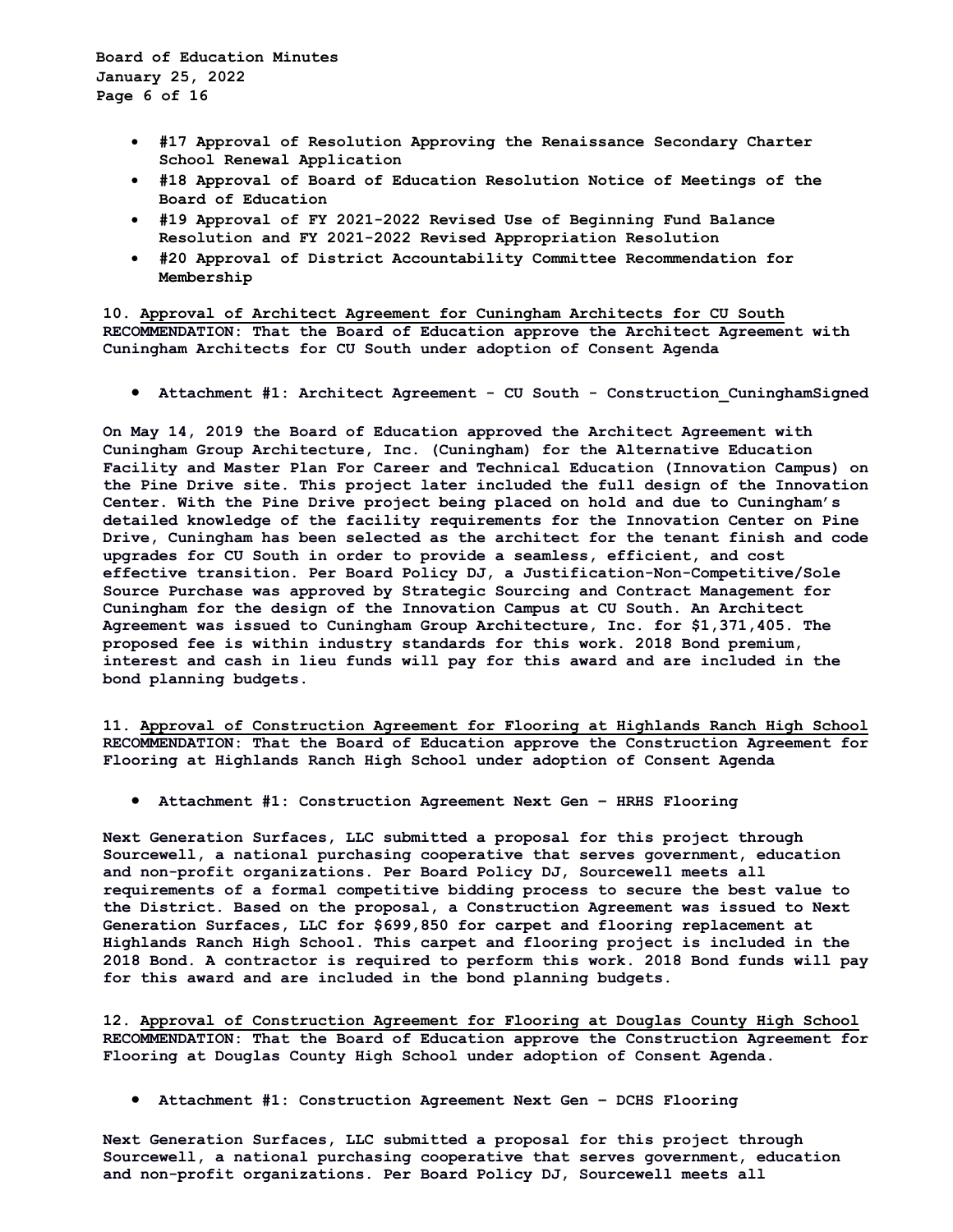- **#17 Approval of Resolution Approving the Renaissance Secondary Charter School Renewal Application**
- **#18 Approval of Board of Education Resolution Notice of Meetings of the Board of Education**
- **#19 Approval of FY 2021-2022 Revised Use of Beginning Fund Balance Resolution and FY 2021-2022 Revised Appropriation Resolution**
- **#20 Approval of District Accountability Committee Recommendation for Membership**

**10. <u>Approval of Architect Agreement for Cuningham Architects for CU South</u>**
**RECOMMENDATION: That the Board of Education approve the Architect Agreement with Cuningham Architects for CU South under adoption of Consent Agenda**

- **Attachment #1: Architect Agreement - CU South - Construction_CuninghamSigned**

**On May 14, 2019 the Board of Education approved the Architect Agreement with Cuningham Group Architecture, Inc. (Cuningham) for the Alternative Education Facility and Master Plan For Career and Technical Education (Innovation Campus) on the Pine Drive site. This project later included the full design of the Innovation Center. With the Pine Drive project being placed on hold and due to Cuningham's detailed knowledge of the facility requirements for the Innovation Center on Pine Drive, Cuningham has been selected as the architect for the tenant finish and code upgrades for CU South in order to provide a seamless, efficient, and cost effective transition. Per Board Policy DJ, a Justification-Non-Competitive/Sole Source Purchase was approved by Strategic Sourcing and Contract Management for Cuningham for the design of the Innovation Campus at CU South. An Architect Agreement was issued to Cuningham Group Architecture, Inc. for $1,371,405. The proposed fee is within industry standards for this work. 2018 Bond premium, interest and cash in lieu funds will pay for this award and are included in the bond planning budgets.**

**11. <u>Approval of Construction Agreement for Flooring at Highlands Ranch High School</u>**
**RECOMMENDATION: That the Board of Education approve the Construction Agreement for Flooring at Highlands Ranch High School under adoption of Consent Agenda**

- **Attachment #1: Construction Agreement Next Gen – HRHS Flooring**

**Next Generation Surfaces, LLC submitted a proposal for this project through Sourcewell, a national purchasing cooperative that serves government, education and non-profit organizations. Per Board Policy DJ, Sourcewell meets all requirements of a formal competitive bidding process to secure the best value to the District. Based on the proposal, a Construction Agreement was issued to Next Generation Surfaces, LLC for $699,850 for carpet and flooring replacement at Highlands Ranch High School. This carpet and flooring project is included in the 2018 Bond. A contractor is required to perform this work. 2018 Bond funds will pay for this award and are included in the bond planning budgets.**

**12. <u>Approval of Construction Agreement for Flooring at Douglas County High School</u>**
**RECOMMENDATION: That the Board of Education approve the Construction Agreement for Flooring at Douglas County High School under adoption of Consent Agenda.**

- **Attachment #1: Construction Agreement Next Gen – DCHS Flooring**

**Next Generation Surfaces, LLC submitted a proposal for this project through Sourcewell, a national purchasing cooperative that serves government, education and non-profit organizations. Per Board Policy DJ, Sourcewell meets all**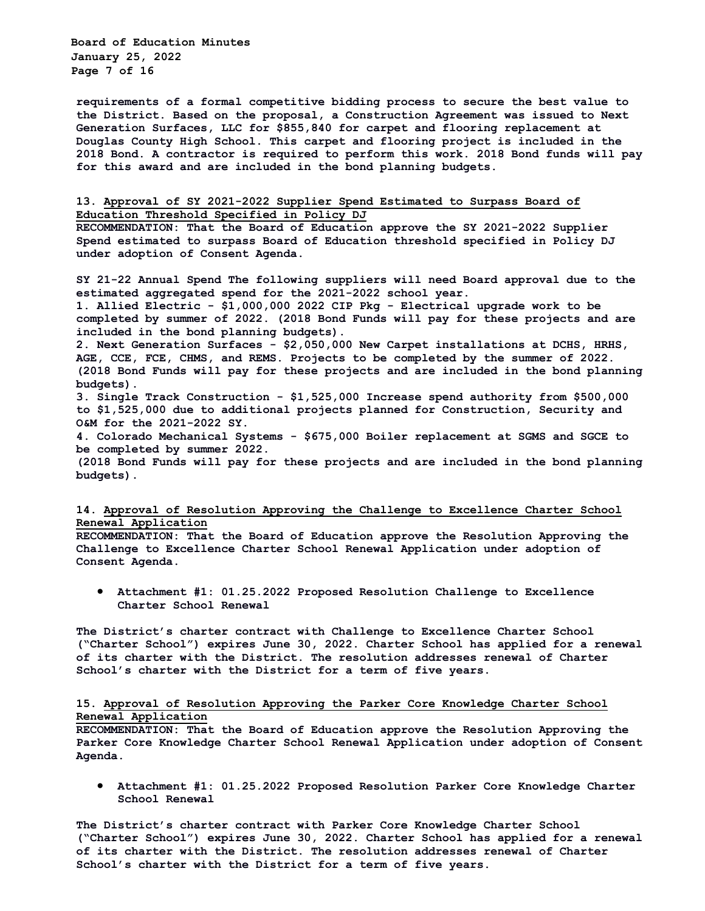requirements of a formal competitive bidding process to secure the best value to the District. Based on the proposal, a Construction Agreement was issued to Next Generation Surfaces, LLC for $855,840 for carpet and flooring replacement at Douglas County High School. This carpet and flooring project is included in the 2018 Bond. A contractor is required to perform this work. 2018 Bond funds will pay for this award and are included in the bond planning budgets.

**13. Approval of SY 2021-2022 Supplier Spend Estimated to Surpass Board of Education Threshold Specified in Policy DJ**

RECOMMENDATION: That the Board of Education approve the SY 2021-2022 Supplier Spend estimated to surpass Board of Education threshold specified in Policy DJ under adoption of Consent Agenda.

SY 21-22 Annual Spend The following suppliers will need Board approval due to the estimated aggregated spend for the 2021-2022 school year.

1. Allied Electric - $1,000,000 2022 CIP Pkg - Electrical upgrade work to be completed by summer of 2022. (2018 Bond Funds will pay for these projects and are included in the bond planning budgets).
2. Next Generation Surfaces - $2,050,000 New Carpet installations at DCHS, HRHS, AGE, CCE, FCE, CHMS, and REMS. Projects to be completed by the summer of 2022. (2018 Bond Funds will pay for these projects and are included in the bond planning budgets).
3. Single Track Construction - $1,525,000 Increase spend authority from $500,000 to $1,525,000 due to additional projects planned for Construction, Security and O&M for the 2021-2022 SY.
4. Colorado Mechanical Systems - $675,000 Boiler replacement at SGMS and SGCE to be completed by summer 2022.
(2018 Bond Funds will pay for these projects and are included in the bond planning budgets).

**14. Approval of Resolution Approving the Challenge to Excellence Charter School Renewal Application**

RECOMMENDATION: That the Board of Education approve the Resolution Approving the Challenge to Excellence Charter School Renewal Application under adoption of Consent Agenda.

- Attachment #1: 01.25.2022 Proposed Resolution Challenge to Excellence Charter School Renewal

The District's charter contract with Challenge to Excellence Charter School ("Charter School") expires June 30, 2022. Charter School has applied for a renewal of its charter with the District. The resolution addresses renewal of Charter School's charter with the District for a term of five years.

**15. Approval of Resolution Approving the Parker Core Knowledge Charter School Renewal Application**

RECOMMENDATION: That the Board of Education approve the Resolution Approving the Parker Core Knowledge Charter School Renewal Application under adoption of Consent Agenda.

- Attachment #1: 01.25.2022 Proposed Resolution Parker Core Knowledge Charter School Renewal

The District's charter contract with Parker Core Knowledge Charter School ("Charter School") expires June 30, 2022. Charter School has applied for a renewal of its charter with the District. The resolution addresses renewal of Charter School's charter with the District for a term of five years.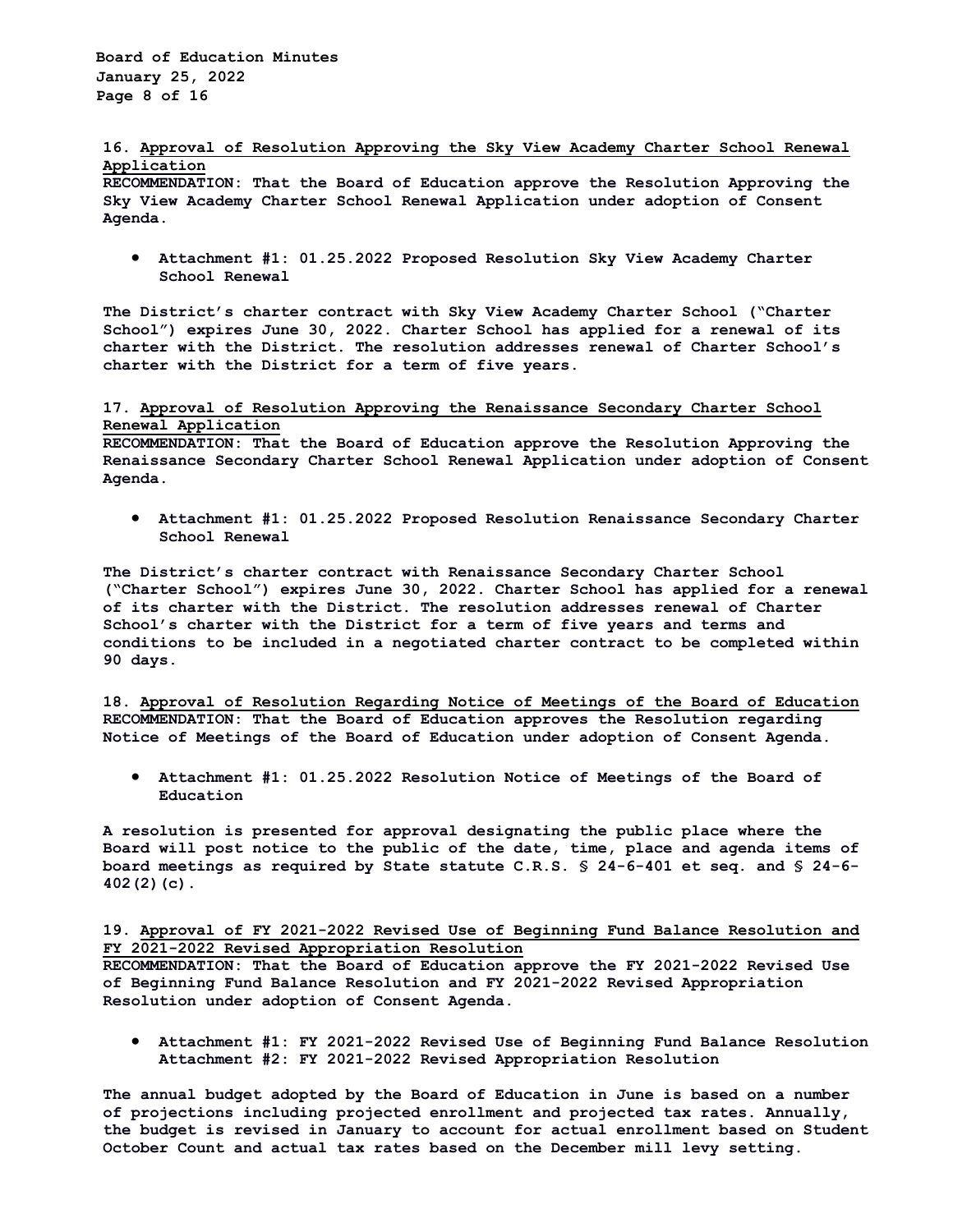**16. Approval of Resolution Approving the Sky View Academy Charter School Renewal Application**
**RECOMMENDATION: That the Board of Education approve the Resolution Approving the Sky View Academy Charter School Renewal Application under adoption of Consent Agenda.**

- **Attachment #1: 01.25.2022 Proposed Resolution Sky View Academy Charter School Renewal**

**The District's charter contract with Sky View Academy Charter School ("Charter School") expires June 30, 2022. Charter School has applied for a renewal of its charter with the District. The resolution addresses renewal of Charter School's charter with the District for a term of five years.**

**17. Approval of Resolution Approving the Renaissance Secondary Charter School Renewal Application**
**RECOMMENDATION: That the Board of Education approve the Resolution Approving the Renaissance Secondary Charter School Renewal Application under adoption of Consent Agenda.**

- **Attachment #1: 01.25.2022 Proposed Resolution Renaissance Secondary Charter School Renewal**

**The District's charter contract with Renaissance Secondary Charter School ("Charter School") expires June 30, 2022. Charter School has applied for a renewal of its charter with the District. The resolution addresses renewal of Charter School's charter with the District for a term of five years and terms and conditions to be included in a negotiated charter contract to be completed within 90 days.**

**18. Approval of Resolution Regarding Notice of Meetings of the Board of Education**
**RECOMMENDATION: That the Board of Education approves the Resolution regarding Notice of Meetings of the Board of Education under adoption of Consent Agenda.**

- **Attachment #1: 01.25.2022 Resolution Notice of Meetings of the Board of Education**

**A resolution is presented for approval designating the public place where the Board will post notice to the public of the date, time, place and agenda items of board meetings as required by State statute C.R.S. § 24-6-401 et seq. and § 24-6-402(2)(c).**

**19. Approval of FY 2021-2022 Revised Use of Beginning Fund Balance Resolution and FY 2021-2022 Revised Appropriation Resolution**
**RECOMMENDATION: That the Board of Education approve the FY 2021-2022 Revised Use of Beginning Fund Balance Resolution and FY 2021-2022 Revised Appropriation Resolution under adoption of Consent Agenda.**

- **Attachment #1: FY 2021-2022 Revised Use of Beginning Fund Balance Resolution**
  **Attachment #2: FY 2021-2022 Revised Appropriation Resolution**

**The annual budget adopted by the Board of Education in June is based on a number of projections including projected enrollment and projected tax rates. Annually, the budget is revised in January to account for actual enrollment based on Student October Count and actual tax rates based on the December mill levy setting.**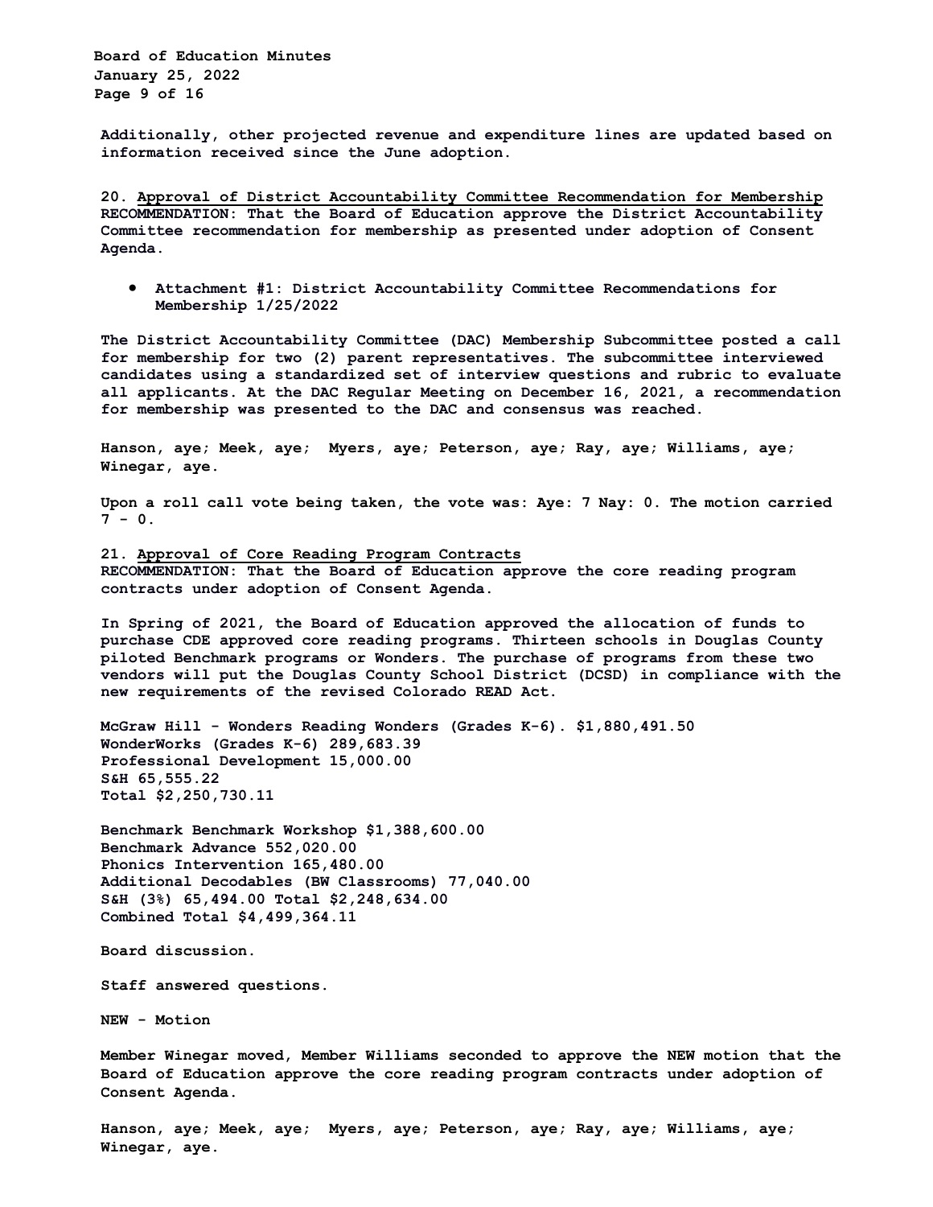Additionally, other projected revenue and expenditure lines are updated based on information received since the June adoption.

**20. Approval of District Accountability Committee Recommendation for Membership**
**RECOMMENDATION:** That the Board of Education approve the District Accountability Committee recommendation for membership as presented under adoption of Consent Agenda.

- Attachment #1: District Accountability Committee Recommendations for Membership 1/25/2022

The District Accountability Committee (DAC) Membership Subcommittee posted a call for membership for two (2) parent representatives. The subcommittee interviewed candidates using a standardized set of interview questions and rubric to evaluate all applicants. At the DAC Regular Meeting on December 16, 2021, a recommendation for membership was presented to the DAC and consensus was reached.

Hanson, aye; Meek, aye; Myers, aye; Peterson, aye; Ray, aye; Williams, aye; Winegar, aye.

Upon a roll call vote being taken, the vote was: Aye: 7 Nay: 0. The motion carried 7 - 0.

**21. Approval of Core Reading Program Contracts**
**RECOMMENDATION:** That the Board of Education approve the core reading program contracts under adoption of Consent Agenda.

In Spring of 2021, the Board of Education approved the allocation of funds to purchase CDE approved core reading programs. Thirteen schools in Douglas County piloted Benchmark programs or Wonders. The purchase of programs from these two vendors will put the Douglas County School District (DCSD) in compliance with the new requirements of the revised Colorado READ Act.

McGraw Hill - Wonders Reading Wonders (Grades K-6). $1,880,491.50
WonderWorks (Grades K-6) 289,683.39
Professional Development 15,000.00
S&H 65,555.22
Total $2,250,730.11

Benchmark Benchmark Workshop $1,388,600.00
Benchmark Advance 552,020.00
Phonics Intervention 165,480.00
Additional Decodables (BW Classrooms) 77,040.00
S&H (3%) 65,494.00 Total $2,248,634.00
Combined Total $4,499,364.11

Board discussion.

Staff answered questions.

NEW - Motion

Member Winegar moved, Member Williams seconded to approve the NEW motion that the Board of Education approve the core reading program contracts under adoption of Consent Agenda.

Hanson, aye; Meek, aye; Myers, aye; Peterson, aye; Ray, aye; Williams, aye; Winegar, aye.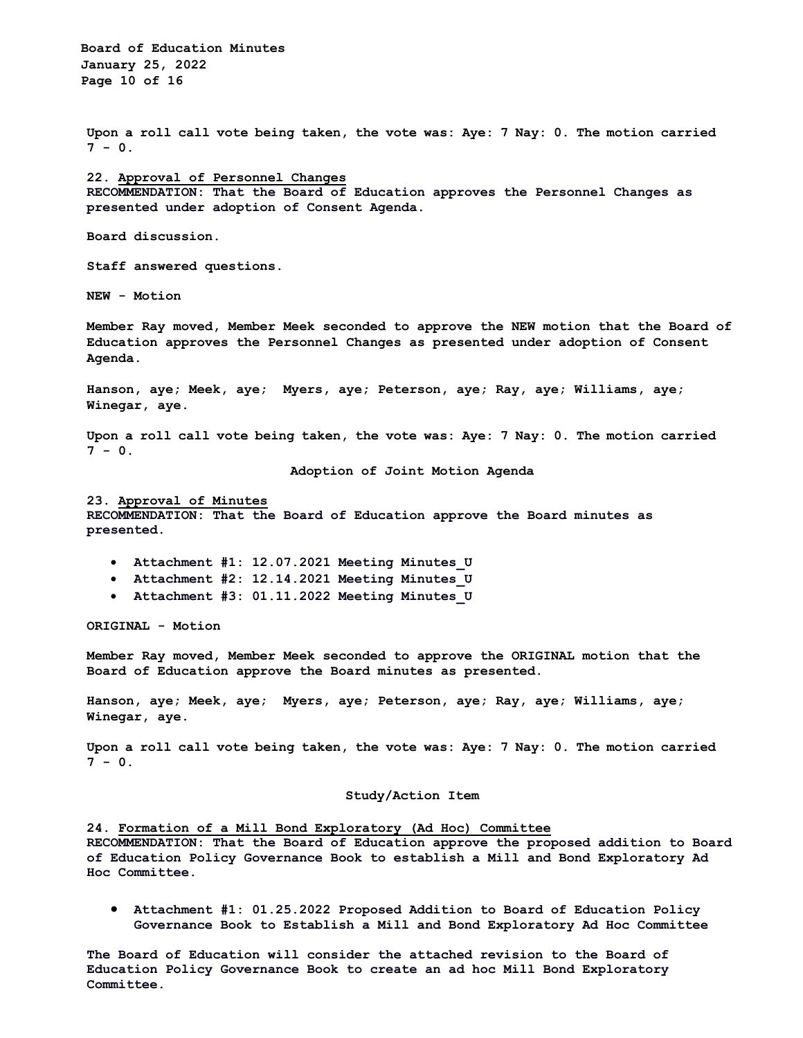Upon a roll call vote being taken, the vote was: Aye: 7 Nay: 0. The motion carried 7 - 0.

22. Approval of Personnel Changes
RECOMMENDATION: That the Board of Education approves the Personnel Changes as presented under adoption of Consent Agenda.

Board discussion.

Staff answered questions.

NEW - Motion

Member Ray moved, Member Meek seconded to approve the NEW motion that the Board of Education approves the Personnel Changes as presented under adoption of Consent Agenda.

Hanson, aye; Meek, aye; Myers, aye; Peterson, aye; Ray, aye; Williams, aye; Winegar, aye.

Upon a roll call vote being taken, the vote was: Aye: 7 Nay: 0. The motion carried 7 - 0.

## Adoption of Joint Motion Agenda

23. Approval of Minutes
RECOMMENDATION: That the Board of Education approve the Board minutes as presented.

- Attachment #1: 12.07.2021 Meeting Minutes_U
- Attachment #2: 12.14.2021 Meeting Minutes_U
- Attachment #3: 01.11.2022 Meeting Minutes_U

ORIGINAL - Motion

Member Ray moved, Member Meek seconded to approve the ORIGINAL motion that the Board of Education approve the Board minutes as presented.

Hanson, aye; Meek, aye; Myers, aye; Peterson, aye; Ray, aye; Williams, aye; Winegar, aye.

Upon a roll call vote being taken, the vote was: Aye: 7 Nay: 0. The motion carried 7 - 0.

## Study/Action Item

24. Formation of a Mill Bond Exploratory (Ad Hoc) Committee
RECOMMENDATION: That the Board of Education approve the proposed addition to Board of Education Policy Governance Book to establish a Mill and Bond Exploratory Ad Hoc Committee.

- Attachment #1: 01.25.2022 Proposed Addition to Board of Education Policy Governance Book to Establish a Mill and Bond Exploratory Ad Hoc Committee

The Board of Education will consider the attached revision to the Board of Education Policy Governance Book to create an ad hoc Mill Bond Exploratory Committee.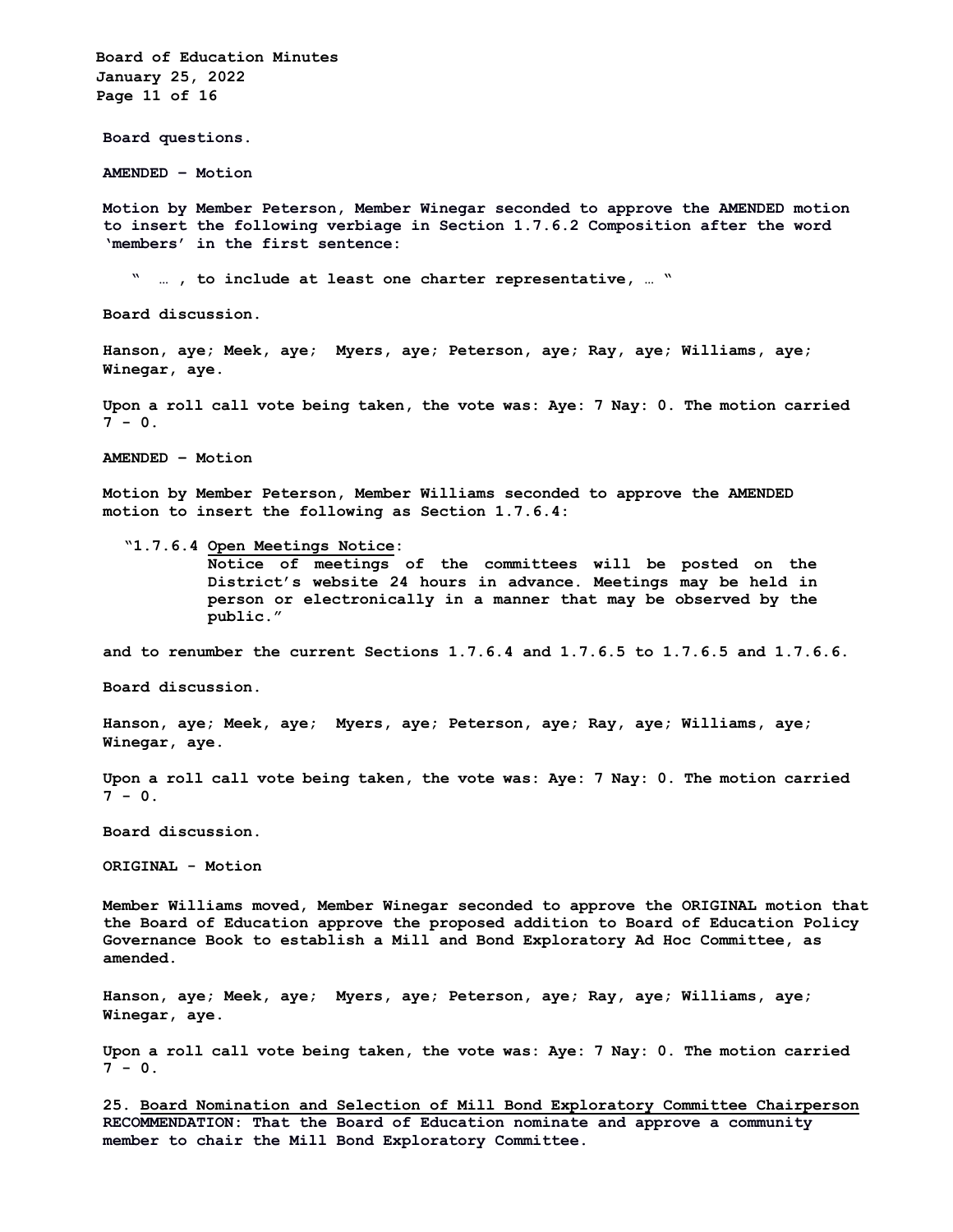**Board questions.**

**AMENDED – Motion**

**Motion by Member Peterson, Member Winegar seconded to approve the AMENDED motion to insert the following verbiage in Section 1.7.6.2 Composition after the word 'members' in the first sentence:**

> **" … , to include at least one charter representative, … "**

**Board discussion.**

**Hanson, aye; Meek, aye; Myers, aye; Peterson, aye; Ray, aye; Williams, aye; Winegar, aye.**

**Upon a roll call vote being taken, the vote was: Aye: 7 Nay: 0. The motion carried 7 - 0.**

**AMENDED – Motion**

**Motion by Member Peterson, Member Williams seconded to approve the AMENDED motion to insert the following as Section 1.7.6.4:**

> **"1.7.6.4 Open Meetings Notice:**
> **Notice of meetings of the committees will be posted on the District's website 24 hours in advance. Meetings may be held in person or electronically in a manner that may be observed by the public."**

**and to renumber the current Sections 1.7.6.4 and 1.7.6.5 to 1.7.6.5 and 1.7.6.6.**

**Board discussion.**

**Hanson, aye; Meek, aye; Myers, aye; Peterson, aye; Ray, aye; Williams, aye; Winegar, aye.**

**Upon a roll call vote being taken, the vote was: Aye: 7 Nay: 0. The motion carried 7 - 0.**

**Board discussion.**

**ORIGINAL - Motion**

**Member Williams moved, Member Winegar seconded to approve the ORIGINAL motion that the Board of Education approve the proposed addition to Board of Education Policy Governance Book to establish a Mill and Bond Exploratory Ad Hoc Committee, as amended.**

**Hanson, aye; Meek, aye; Myers, aye; Peterson, aye; Ray, aye; Williams, aye; Winegar, aye.**

**Upon a roll call vote being taken, the vote was: Aye: 7 Nay: 0. The motion carried 7 - 0.**

**25. Board Nomination and Selection of Mill Bond Exploratory Committee Chairperson**
**RECOMMENDATION: That the Board of Education nominate and approve a community member to chair the Mill Bond Exploratory Committee.**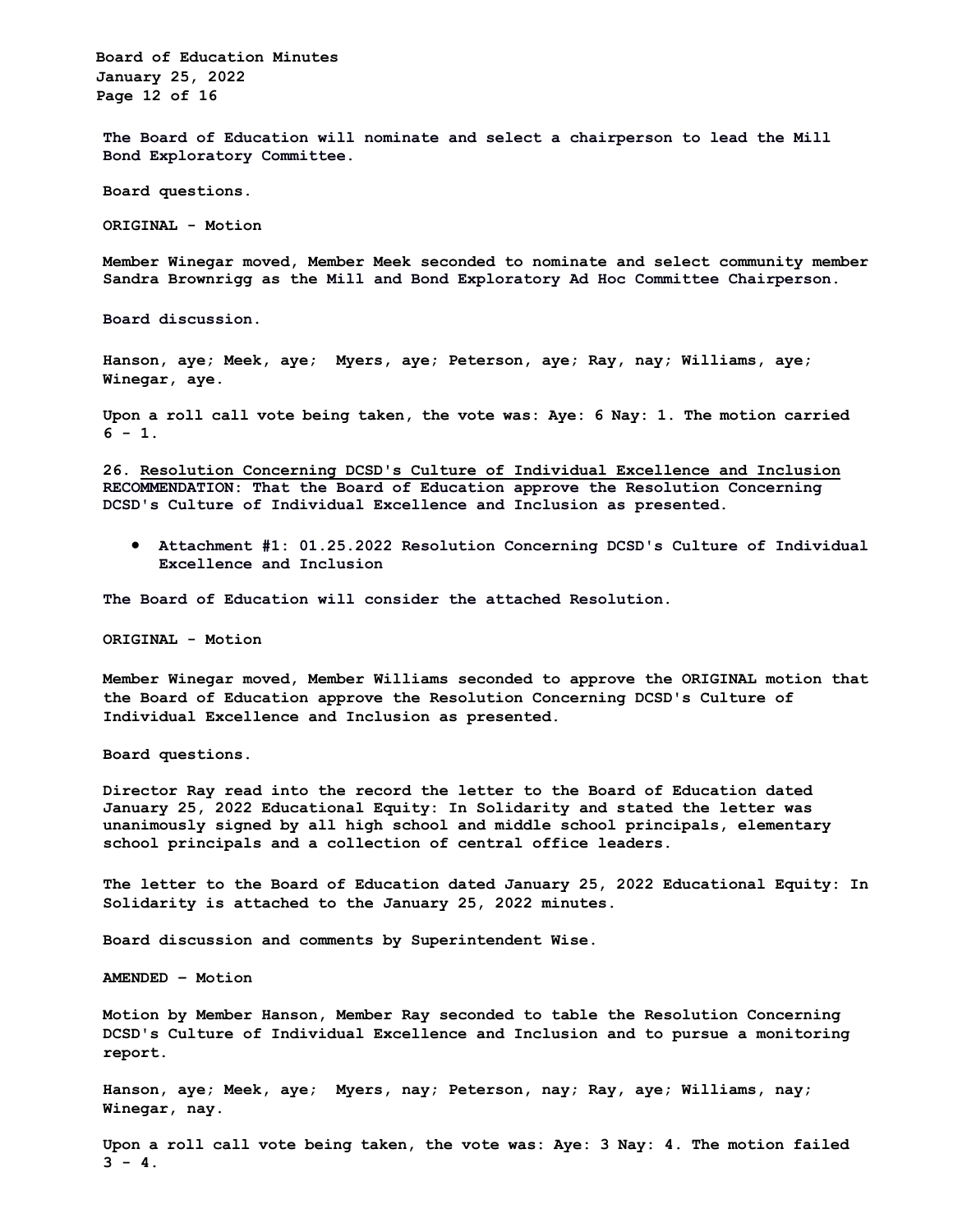The Board of Education will nominate and select a chairperson to lead the Mill Bond Exploratory Committee.

Board questions.

**ORIGINAL - Motion**

Member Winegar moved, Member Meek seconded to nominate and select community member Sandra Brownrigg as the Mill and Bond Exploratory Ad Hoc Committee Chairperson.

Board discussion.

Hanson, aye; Meek, aye; Myers, aye; Peterson, aye; Ray, nay; Williams, aye; Winegar, aye.

Upon a roll call vote being taken, the vote was: Aye: 6 Nay: 1. The motion carried 6 - 1.

**26. Resolution Concerning DCSD's Culture of Individual Excellence and Inclusion**
**RECOMMENDATION:** That the Board of Education approve the Resolution Concerning DCSD's Culture of Individual Excellence and Inclusion as presented.

- Attachment #1: 01.25.2022 Resolution Concerning DCSD's Culture of Individual Excellence and Inclusion

The Board of Education will consider the attached Resolution.

**ORIGINAL - Motion**

Member Winegar moved, Member Williams seconded to approve the ORIGINAL motion that the Board of Education approve the Resolution Concerning DCSD's Culture of Individual Excellence and Inclusion as presented.

Board questions.

Director Ray read into the record the letter to the Board of Education dated January 25, 2022 Educational Equity: In Solidarity and stated the letter was unanimously signed by all high school and middle school principals, elementary school principals and a collection of central office leaders.

The letter to the Board of Education dated January 25, 2022 Educational Equity: In Solidarity is attached to the January 25, 2022 minutes.

Board discussion and comments by Superintendent Wise.

**AMENDED – Motion**

Motion by Member Hanson, Member Ray seconded to table the Resolution Concerning DCSD's Culture of Individual Excellence and Inclusion and to pursue a monitoring report.

Hanson, aye; Meek, aye; Myers, nay; Peterson, nay; Ray, aye; Williams, nay; Winegar, nay.

Upon a roll call vote being taken, the vote was: Aye: 3 Nay: 4. The motion failed 3 - 4.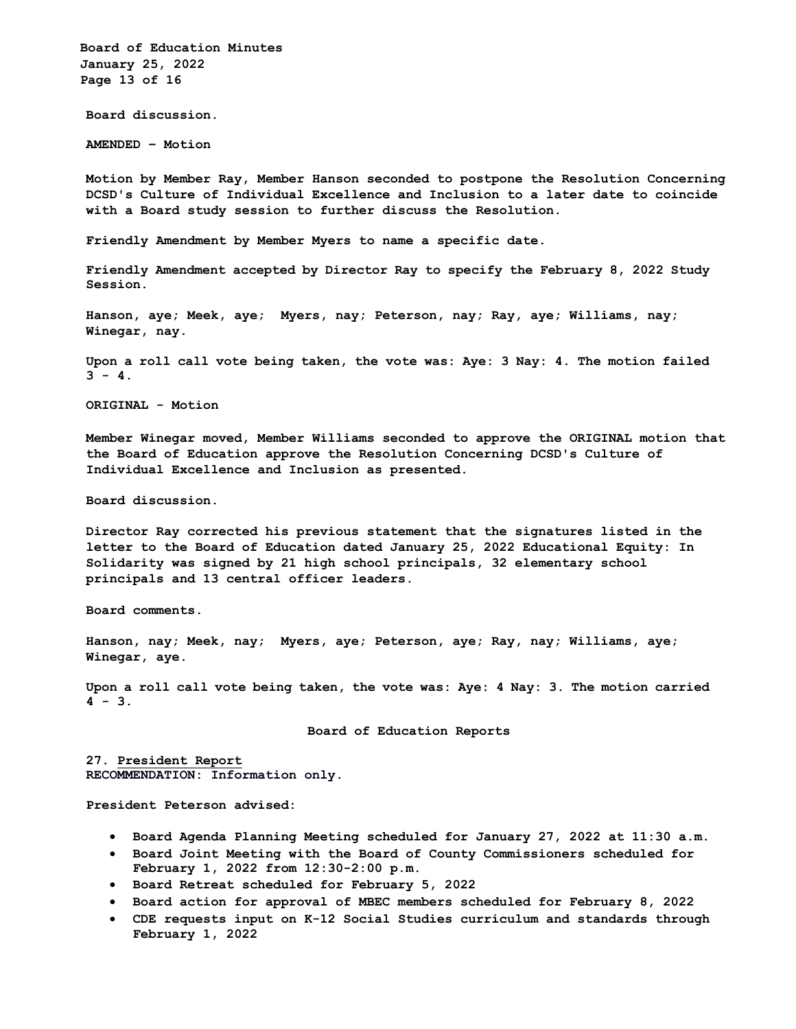**Board discussion.**

**AMENDED – Motion**

**Motion by Member Ray, Member Hanson seconded to postpone the Resolution Concerning DCSD's Culture of Individual Excellence and Inclusion to a later date to coincide with a Board study session to further discuss the Resolution.**

**Friendly Amendment by Member Myers to name a specific date.**

**Friendly Amendment accepted by Director Ray to specify the February 8, 2022 Study Session.**

**Hanson, aye; Meek, aye; Myers, nay; Peterson, nay; Ray, aye; Williams, nay; Winegar, nay.**

**Upon a roll call vote being taken, the vote was: Aye: 3 Nay: 4. The motion failed 3 - 4.**

**ORIGINAL - Motion**

**Member Winegar moved, Member Williams seconded to approve the ORIGINAL motion that the Board of Education approve the Resolution Concerning DCSD's Culture of Individual Excellence and Inclusion as presented.**

**Board discussion.**

**Director Ray corrected his previous statement that the signatures listed in the letter to the Board of Education dated January 25, 2022 Educational Equity: In Solidarity was signed by 21 high school principals, 32 elementary school principals and 13 central officer leaders.**

**Board comments.**

**Hanson, nay; Meek, nay; Myers, aye; Peterson, aye; Ray, nay; Williams, aye; Winegar, aye.**

**Upon a roll call vote being taken, the vote was: Aye: 4 Nay: 3. The motion carried 4 - 3.**

## Board of Education Reports

**27. President Report**
**RECOMMENDATION: Information only.**

**President Peterson advised:**

- **Board Agenda Planning Meeting scheduled for January 27, 2022 at 11:30 a.m.**
- **Board Joint Meeting with the Board of County Commissioners scheduled for February 1, 2022 from 12:30-2:00 p.m.**
- **Board Retreat scheduled for February 5, 2022**
- **Board action for approval of MBEC members scheduled for February 8, 2022**
- **CDE requests input on K-12 Social Studies curriculum and standards through February 1, 2022**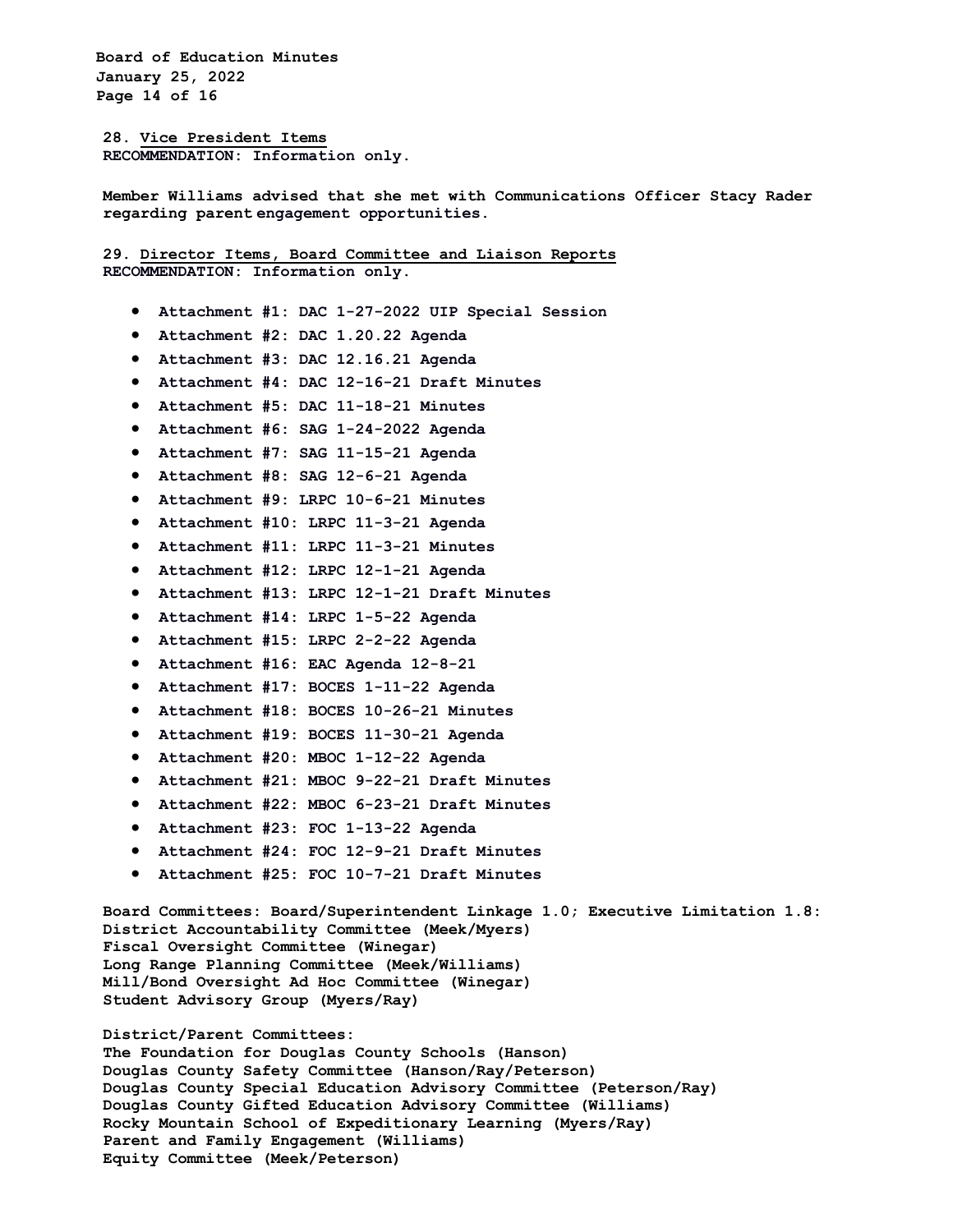**28. <u>Vice President Items</u>**
**RECOMMENDATION: Information only.**

**Member Williams advised that she met with Communications Officer Stacy Rader regarding parent engagement opportunities.**

**29. <u>Director Items, Board Committee and Liaison Reports</u>**
**RECOMMENDATION: Information only.**

- **Attachment #1: DAC 1-27-2022 UIP Special Session**
- **Attachment #2: DAC 1.20.22 Agenda**
- **Attachment #3: DAC 12.16.21 Agenda**
- **Attachment #4: DAC 12-16-21 Draft Minutes**
- **Attachment #5: DAC 11-18-21 Minutes**
- **Attachment #6: SAG 1-24-2022 Agenda**
- **Attachment #7: SAG 11-15-21 Agenda**
- **Attachment #8: SAG 12-6-21 Agenda**
- **Attachment #9: LRPC 10-6-21 Minutes**
- **Attachment #10: LRPC 11-3-21 Agenda**
- **Attachment #11: LRPC 11-3-21 Minutes**
- **Attachment #12: LRPC 12-1-21 Agenda**
- **Attachment #13: LRPC 12-1-21 Draft Minutes**
- **Attachment #14: LRPC 1-5-22 Agenda**
- **Attachment #15: LRPC 2-2-22 Agenda**
- **Attachment #16: EAC Agenda 12-8-21**
- **Attachment #17: BOCES 1-11-22 Agenda**
- **Attachment #18: BOCES 10-26-21 Minutes**
- **Attachment #19: BOCES 11-30-21 Agenda**
- **Attachment #20: MBOC 1-12-22 Agenda**
- **Attachment #21: MBOC 9-22-21 Draft Minutes**
- **Attachment #22: MBOC 6-23-21 Draft Minutes**
- **Attachment #23: FOC 1-13-22 Agenda**
- **Attachment #24: FOC 12-9-21 Draft Minutes**
- **Attachment #25: FOC 10-7-21 Draft Minutes**

**Board Committees: Board/Superintendent Linkage 1.0; Executive Limitation 1.8:**
**District Accountability Committee (Meek/Myers)**
**Fiscal Oversight Committee (Winegar)**
**Long Range Planning Committee (Meek/Williams)**
**Mill/Bond Oversight Ad Hoc Committee (Winegar)**
**Student Advisory Group (Myers/Ray)**

**District/Parent Committees:**
**The Foundation for Douglas County Schools (Hanson)**
**Douglas County Safety Committee (Hanson/Ray/Peterson)**
**Douglas County Special Education Advisory Committee (Peterson/Ray)**
**Douglas County Gifted Education Advisory Committee (Williams)**
**Rocky Mountain School of Expeditionary Learning (Myers/Ray)**
**Parent and Family Engagement (Williams)**
**Equity Committee (Meek/Peterson)**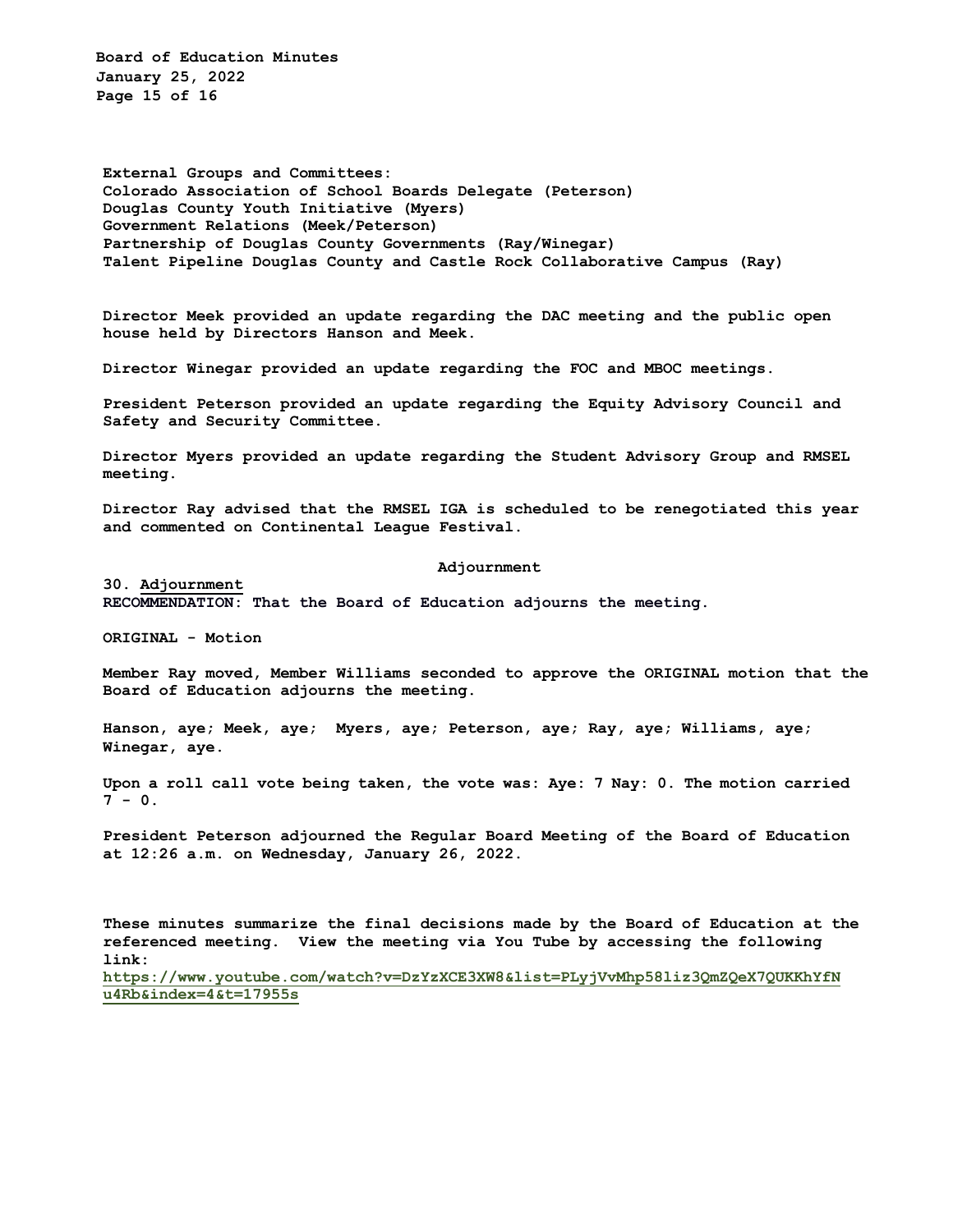**External Groups and Committees:**
**Colorado Association of School Boards Delegate (Peterson)**
**Douglas County Youth Initiative (Myers)**
**Government Relations (Meek/Peterson)**
**Partnership of Douglas County Governments (Ray/Winegar)**
**Talent Pipeline Douglas County and Castle Rock Collaborative Campus (Ray)**

Director Meek provided an update regarding the DAC meeting and the public open house held by Directors Hanson and Meek.

Director Winegar provided an update regarding the FOC and MBOC meetings.

President Peterson provided an update regarding the Equity Advisory Council and Safety and Security Committee.

Director Myers provided an update regarding the Student Advisory Group and RMSEL meeting.

Director Ray advised that the RMSEL IGA is scheduled to be renegotiated this year and commented on Continental League Festival.

## Adjournment

**30. Adjournment**
**RECOMMENDATION:** That the Board of Education adjourns the meeting.

**ORIGINAL - Motion**

Member Ray moved, Member Williams seconded to approve the ORIGINAL motion that the Board of Education adjourns the meeting.

Hanson, aye; Meek, aye; Myers, aye; Peterson, aye; Ray, aye; Williams, aye; Winegar, aye.

Upon a roll call vote being taken, the vote was: Aye: 7 Nay: 0. The motion carried 7 - 0.

President Peterson adjourned the Regular Board Meeting of the Board of Education at 12:26 a.m. on Wednesday, January 26, 2022.

These minutes summarize the final decisions made by the Board of Education at the referenced meeting. View the meeting via You Tube by accessing the following link:
https://www.youtube.com/watch?v=DzYzXCE3XW8&list=PLyjVvMhp58liz3QmZQeX7QUKKhYfNu4Rb&index=4&t=17955s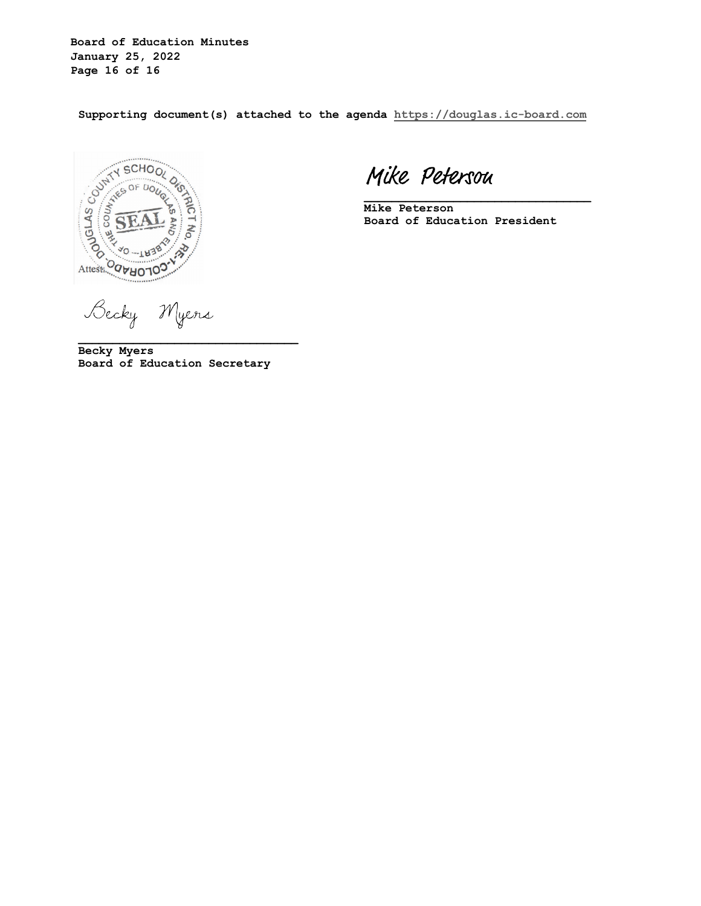**Supporting document(s) attached to the agenda https://douglas.ic-board.com**

Attest:

Mike Peterson

**Mike Peterson**
**Board of Education President**

Becky Myers

**Becky Myers**
**Board of Education Secretary**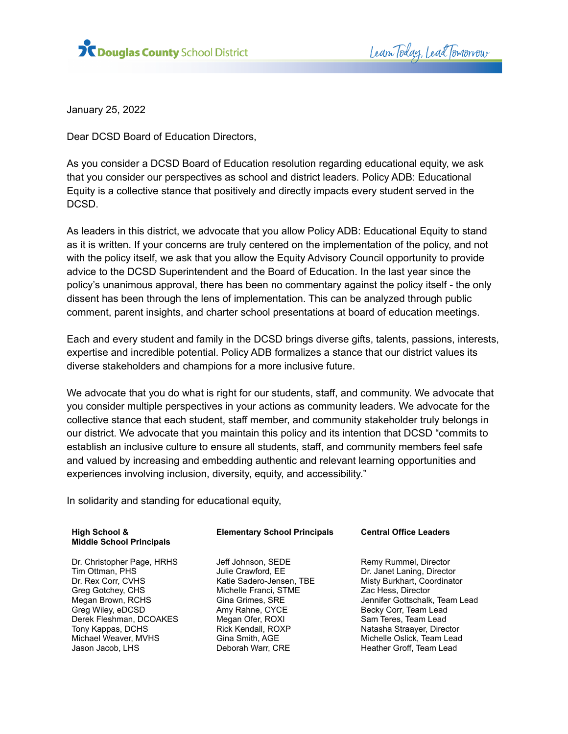Douglas County School District — Learn Today, Lead Tomorrow

January 25, 2022

Dear DCSD Board of Education Directors,

As you consider a DCSD Board of Education resolution regarding educational equity, we ask that you consider our perspectives as school and district leaders. Policy ADB: Educational Equity is a collective stance that positively and directly impacts every student served in the DCSD.

As leaders in this district, we advocate that you allow Policy ADB: Educational Equity to stand as it is written. If your concerns are truly centered on the implementation of the policy, and not with the policy itself, we ask that you allow the Equity Advisory Council opportunity to provide advice to the DCSD Superintendent and the Board of Education. In the last year since the policy's unanimous approval, there has been no commentary against the policy itself - the only dissent has been through the lens of implementation. This can be analyzed through public comment, parent insights, and charter school presentations at board of education meetings.

Each and every student and family in the DCSD brings diverse gifts, talents, passions, interests, expertise and incredible potential. Policy ADB formalizes a stance that our district values its diverse stakeholders and champions for a more inclusive future.

We advocate that you do what is right for our students, staff, and community. We advocate that you consider multiple perspectives in your actions as community leaders. We advocate for the collective stance that each student, staff member, and community stakeholder truly belongs in our district. We advocate that you maintain this policy and its intention that DCSD "commits to establish an inclusive culture to ensure all students, staff, and community members feel safe and valued by increasing and embedding authentic and relevant learning opportunities and experiences involving inclusion, diversity, equity, and accessibility."

In solidarity and standing for educational equity,

| **High School & Middle School Principals** | **Elementary School Principals** | **Central Office Leaders** |
|---|---|---|
| Dr. Christopher Page, HRHS | Jeff Johnson, SEDE | Remy Rummel, Director |
| Tim Ottman, PHS | Julie Crawford, EE | Dr. Janet Laning, Director |
| Dr. Rex Corr, CVHS | Katie Sadero-Jensen, TBE | Misty Burkhart, Coordinator |
| Greg Gotchey, CHS | Michelle Franci, STME | Zac Hess, Director |
| Megan Brown, RCHS | Gina Grimes, SRE | Jennifer Gottschalk, Team Lead |
| Greg Wiley, eDCSD | Amy Rahne, CYCE | Becky Corr, Team Lead |
| Derek Fleshman, DCOAKES | Megan Ofer, ROXI | Sam Teres, Team Lead |
| Tony Kappas, DCHS | Rick Kendall, ROXP | Natasha Straayer, Director |
| Michael Weaver, MVHS | Gina Smith, AGE | Michelle Oslick, Team Lead |
| Jason Jacob, LHS | Deborah Warr, CRE | Heather Groff, Team Lead |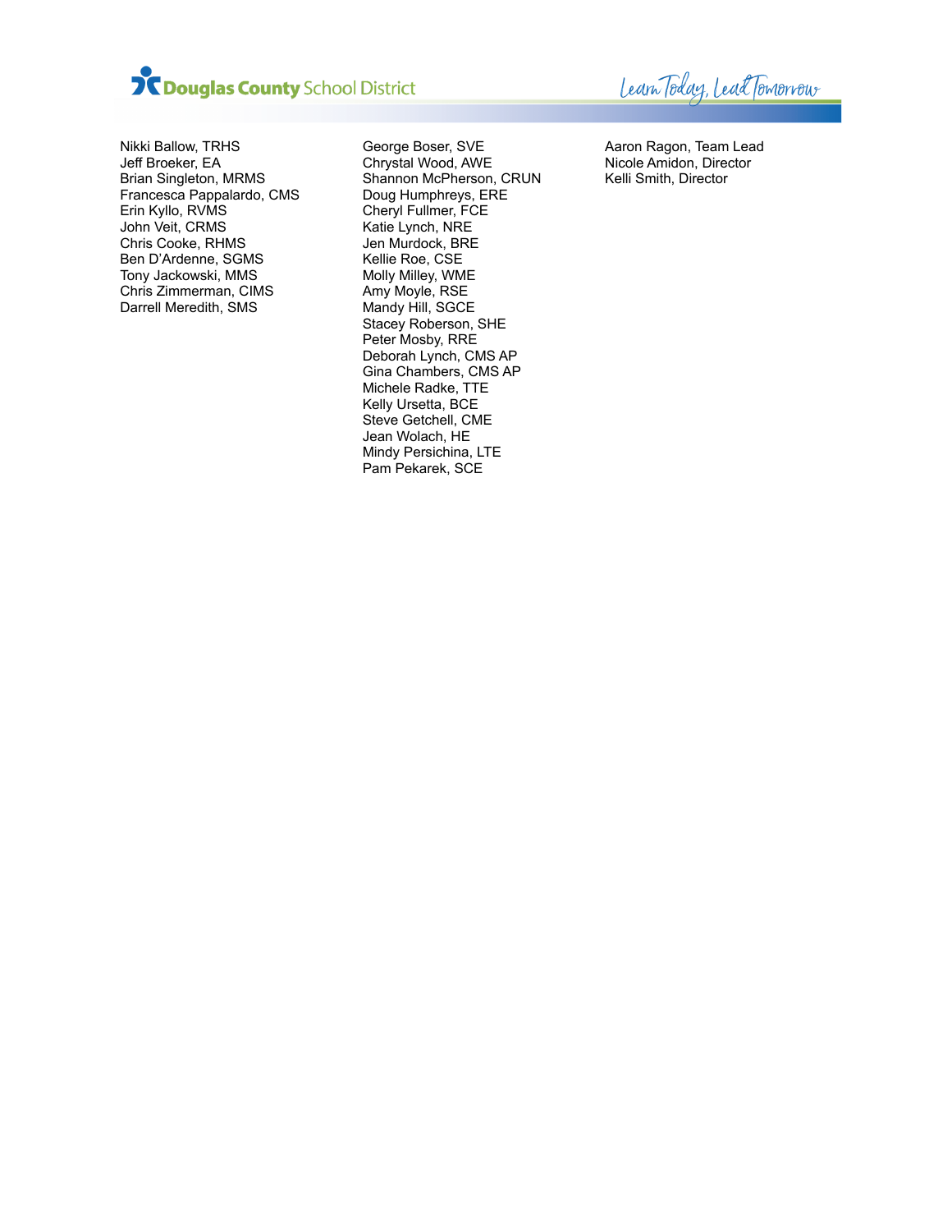Nikki Ballow, TRHS
Jeff Broeker, EA
Brian Singleton, MRMS
Francesca Pappalardo, CMS
Erin Kyllo, RVMS
John Veit, CRMS
Chris Cooke, RHMS
Ben D'Ardenne, SGMS
Tony Jackowski, MMS
Chris Zimmerman, CIMS
Darrell Meredith, SMS

George Boser, SVE
Chrystal Wood, AWE
Shannon McPherson, CRUN
Doug Humphreys, ERE
Cheryl Fullmer, FCE
Katie Lynch, NRE
Jen Murdock, BRE
Kellie Roe, CSE
Molly Milley, WME
Amy Moyle, RSE
Mandy Hill, SGCE
Stacey Roberson, SHE
Peter Mosby, RRE
Deborah Lynch, CMS AP
Gina Chambers, CMS AP
Michele Radke, TTE
Kelly Ursetta, BCE
Steve Getchell, CME
Jean Wolach, HE
Mindy Persichina, LTE
Pam Pekarek, SCE

Aaron Ragon, Team Lead
Nicole Amidon, Director
Kelli Smith, Director